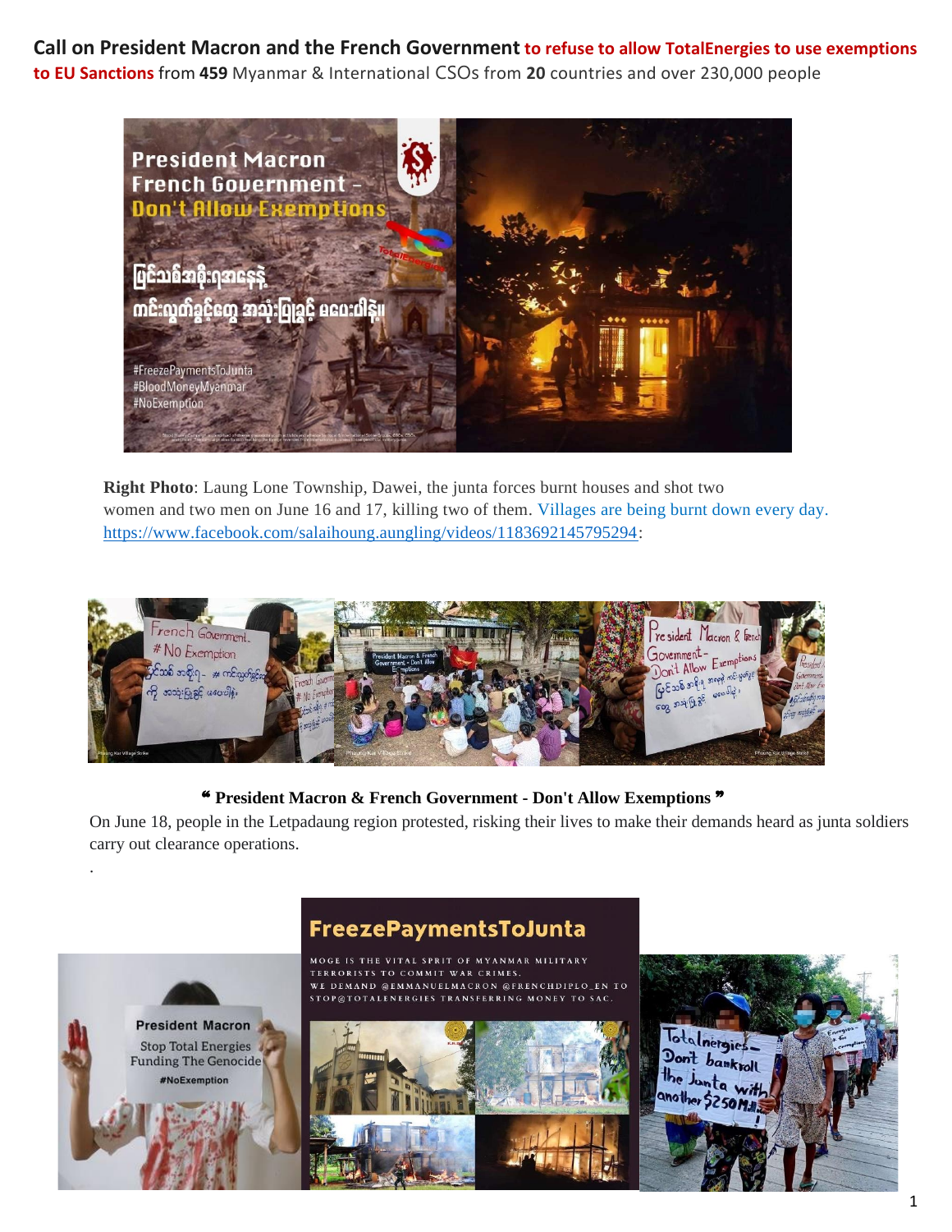**Call on President Macron and the French Government to refuse to allow TotalEnergies to use exemptions to EU Sanctions** from **459** Myanmar & International CSOs from **20** countries and over 230,000 people

**Right Photo**: Laung Lone Township, Dawei, the junta forces burnt houses and shot two women and two men on June 16 and 17, killing two of them. Villages are being burnt down every day. https://www.facebook.com/salaihoung.aungling/videos/1183692145795294:

**❝ President Macron & French Government - Don't Allow Exemptions ❞**

On June 18, people in the Letpadaung region protested, risking their lives to make their demands heard as junta soldiers carry out clearance operations.

.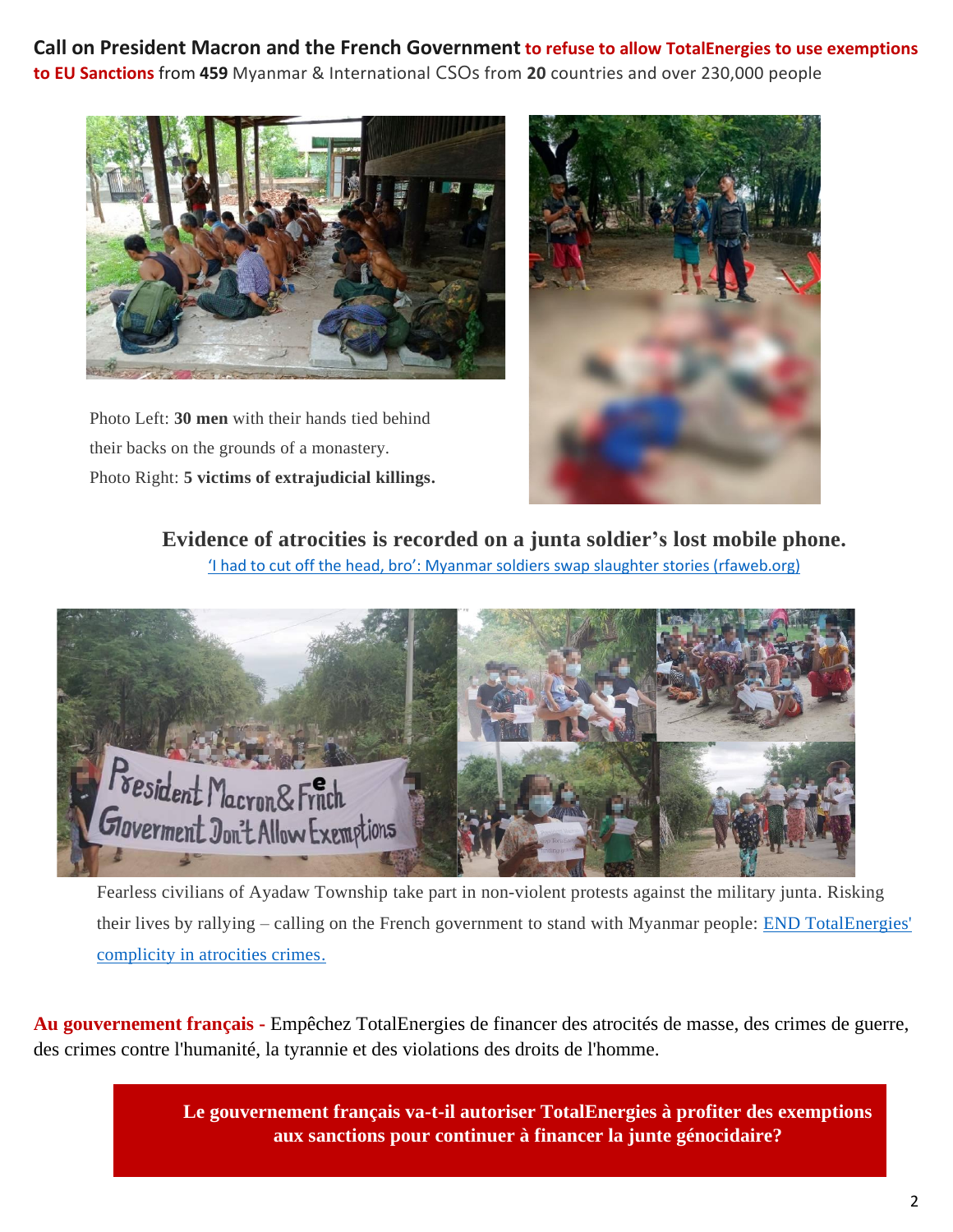**Call on President Macron and the French Government to refuse to allow TotalEnergies to use exemptions to EU Sanctions** from **459** Myanmar & International CSOs from **20** countries and over 230,000 people

Photo Left: **30 men** with their hands tied behind their backs on the grounds of a monastery.
Photo Right: **5 victims of extrajudicial killings.**

**Evidence of atrocities is recorded on a junta soldier's lost mobile phone.**

['I had to cut off the head, bro': Myanmar soldiers swap slaughter stories (rfaweb.org)]

Fearless civilians of Ayadaw Township take part in non-violent protests against the military junta. Risking their lives by rallying – calling on the French government to stand with Myanmar people: [END TotalEnergies' complicity in atrocities crimes.]

**Au gouvernement français -** Empêchez TotalEnergies de financer des atrocités de masse, des crimes de guerre, des crimes contre l'humanité, la tyrannie et des violations des droits de l'homme.

**Le gouvernement français va-t-il autoriser TotalEnergies à profiter des exemptions aux sanctions pour continuer à financer la junte génocidaire?**